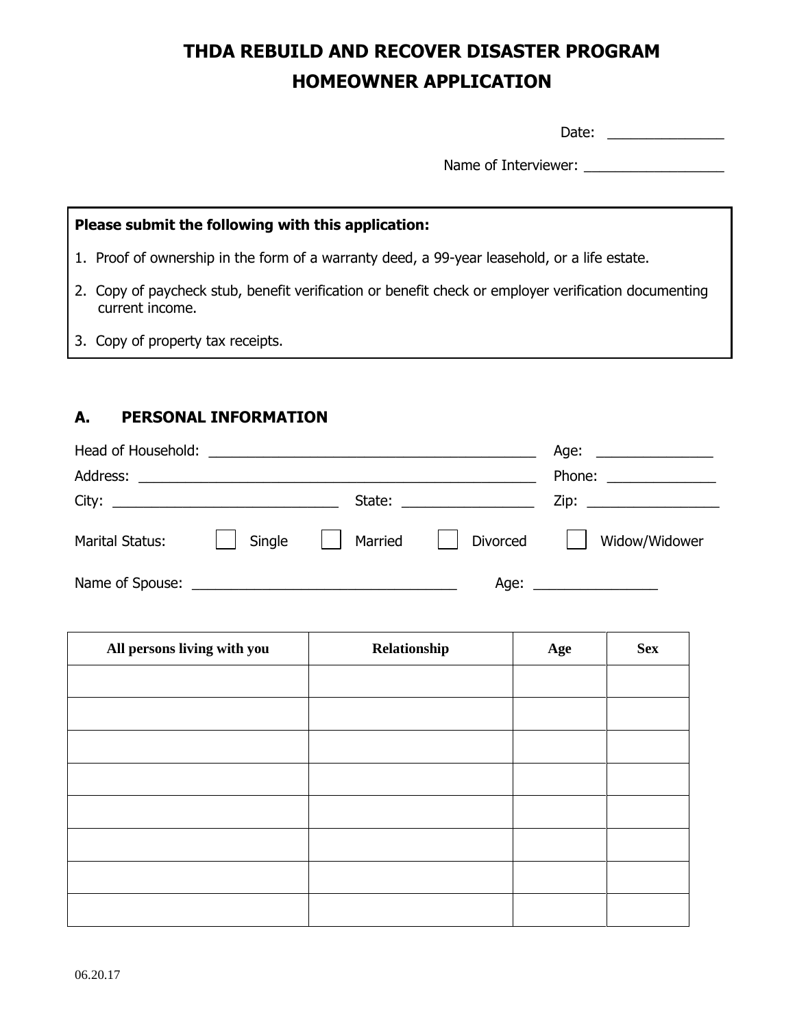# THDA REBUILD AND RECOVER DISASTER PROGRAM
## HOMEOWNER APPLICATION

Date: _______________

Name of Interviewer: __________________

**Please submit the following with this application:**

1. Proof of ownership in the form of a warranty deed, a 99-year leasehold, or a life estate.
2. Copy of paycheck stub, benefit verification or benefit check or employer verification documenting current income.
3. Copy of property tax receipts.

## A. PERSONAL INFORMATION

Head of Household: ___________________________________________ Age: _______________

Address: _____________________________________________________ Phone: ______________

City: ______________________________ State: _________________ Zip: _________________

Marital Status: ☐ Single ☐ Married ☐ Divorced ☐ Widow/Widower

Name of Spouse: ___________________________________ Age: ________________

| All persons living with you | Relationship | Age | Sex |
|---|---|---|---|
| | | | |
| | | | |
| | | | |
| | | | |
| | | | |
| | | | |
| | | | |
| | | | |

06.20.17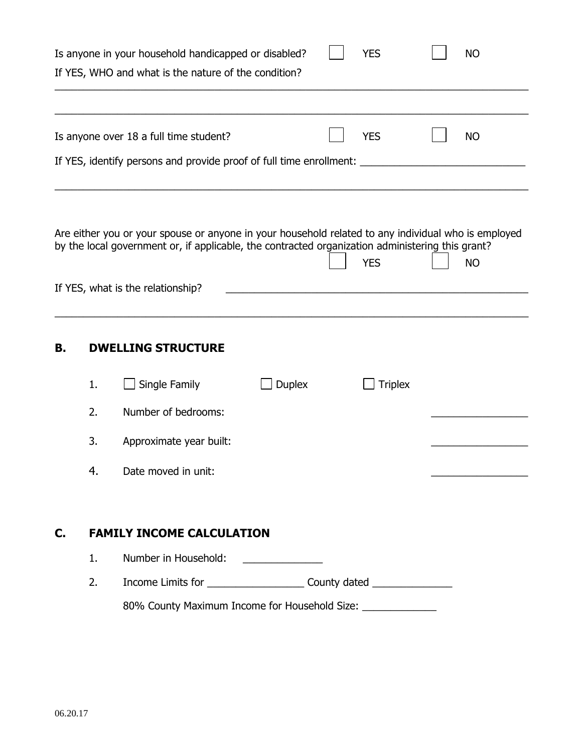Is anyone in your household handicapped or disabled? ☐ YES ☐ NO

If YES, WHO and what is the nature of the condition?

______________________________________________________________________________

______________________________________________________________________________

Is anyone over 18 a full time student? ☐ YES ☐ NO

If YES, identify persons and provide proof of full time enrollment: ____________________________

______________________________________________________________________________

Are either you or your spouse or anyone in your household related to any individual who is employed by the local government or, if applicable, the contracted organization administering this grant?

☐ YES ☐ NO

If YES, what is the relationship? ______________________________________________

______________________________________________________________________________

## B. DWELLING STRUCTURE

1. ☐ Single Family ☐ Duplex ☐ Triplex
2. Number of bedrooms: ________________
3. Approximate year built: ________________
4. Date moved in unit: ________________

## C. FAMILY INCOME CALCULATION

1. Number in Household: ______________
2. Income Limits for ________________ County dated ______________

   80% County Maximum Income for Household Size: _____________

06.20.17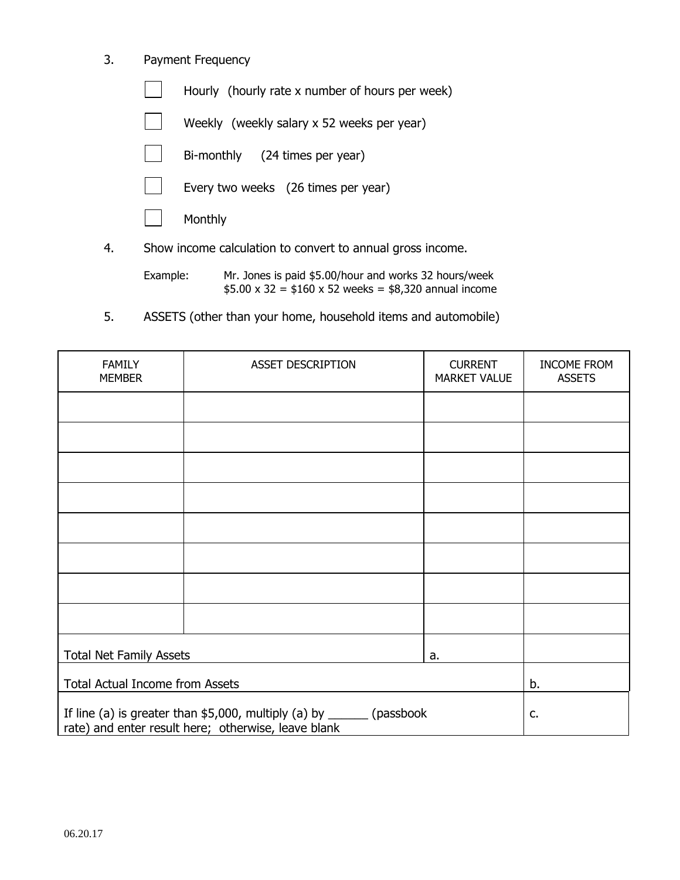3. Payment Frequency

   ☐ Hourly (hourly rate x number of hours per week)

   ☐ Weekly (weekly salary x 52 weeks per year)

   ☐ Bi-monthly (24 times per year)

   ☐ Every two weeks (26 times per year)

   ☐ Monthly

4. Show income calculation to convert to annual gross income.

   Example: Mr. Jones is paid $5.00/hour and works 32 hours/week
   $5.00 x 32 = $160 x 52 weeks = $8,320 annual income

5. ASSETS (other than your home, household items and automobile)

| FAMILY MEMBER | ASSET DESCRIPTION | CURRENT MARKET VALUE | INCOME FROM ASSETS |
|---|---|---|---|
| | | | |
| | | | |
| | | | |
| | | | |
| | | | |
| | | | |
| | | | |
| | | | |
| Total Net Family Assets | | a. | |
| Total Actual Income from Assets | | | b. |
| If line (a) is greater than $5,000, multiply (a) by ______ (passbook rate) and enter result here; otherwise, leave blank | | | c. |

06.20.17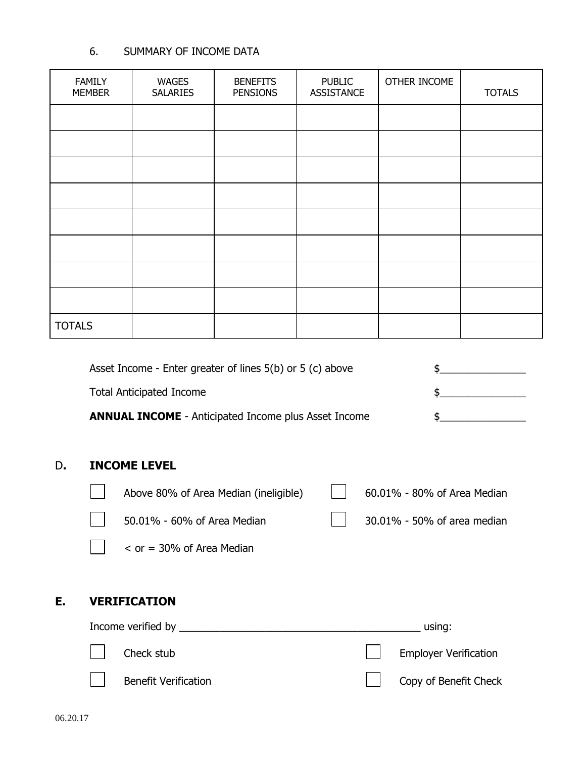6. SUMMARY OF INCOME DATA

| FAMILY MEMBER | WAGES SALARIES | BENEFITS PENSIONS | PUBLIC ASSISTANCE | OTHER INCOME | TOTALS |
|---|---|---|---|---|---|
| | | | | | |
| | | | | | |
| | | | | | |
| | | | | | |
| | | | | | |
| | | | | | |
| | | | | | |
| | | | | | |
| TOTALS | | | | | |

Asset Income - Enter greater of lines 5(b) or 5 (c) above $_______________

Total Anticipated Income $_______________

**ANNUAL INCOME** - Anticipated Income plus Asset Income $_______________

## D. INCOME LEVEL

- ☐ Above 80% of Area Median (ineligible)
- ☐ 60.01% - 80% of Area Median
- ☐ 50.01% - 60% of Area Median
- ☐ 30.01% - 50% of area median
- ☐ < or = 30% of Area Median

## E. VERIFICATION

Income verified by ____________________________________________ using:

- ☐ Check stub
- ☐ Employer Verification
- ☐ Benefit Verification
- ☐ Copy of Benefit Check

06.20.17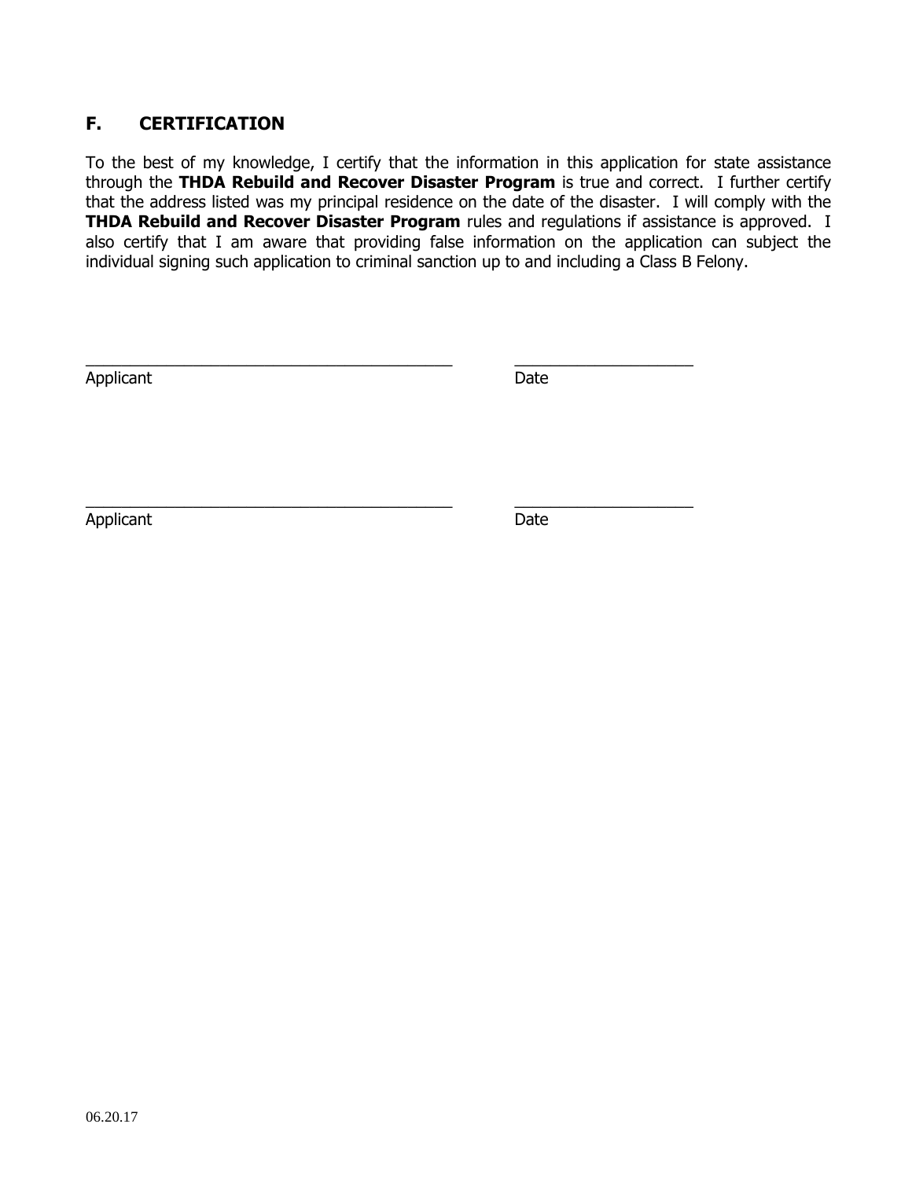## F. CERTIFICATION

To the best of my knowledge, I certify that the information in this application for state assistance through the **THDA Rebuild and Recover Disaster Program** is true and correct. I further certify that the address listed was my principal residence on the date of the disaster. I will comply with the **THDA Rebuild and Recover Disaster Program** rules and regulations if assistance is approved. I also certify that I am aware that providing false information on the application can subject the individual signing such application to criminal sanction up to and including a Class B Felony.

\_\_\_\_\_\_\_\_\_\_\_\_\_\_\_\_\_\_\_\_\_\_\_\_\_\_\_\_\_\_\_\_\_\_\_\_\_\_\_\_\_\_ \_\_\_\_\_\_\_\_\_\_\_\_\_\_\_\_\_\_\_\_\_\_
Applicant Date

\_\_\_\_\_\_\_\_\_\_\_\_\_\_\_\_\_\_\_\_\_\_\_\_\_\_\_\_\_\_\_\_\_\_\_\_\_\_\_\_\_\_ \_\_\_\_\_\_\_\_\_\_\_\_\_\_\_\_\_\_\_\_\_\_
Applicant Date

06.20.17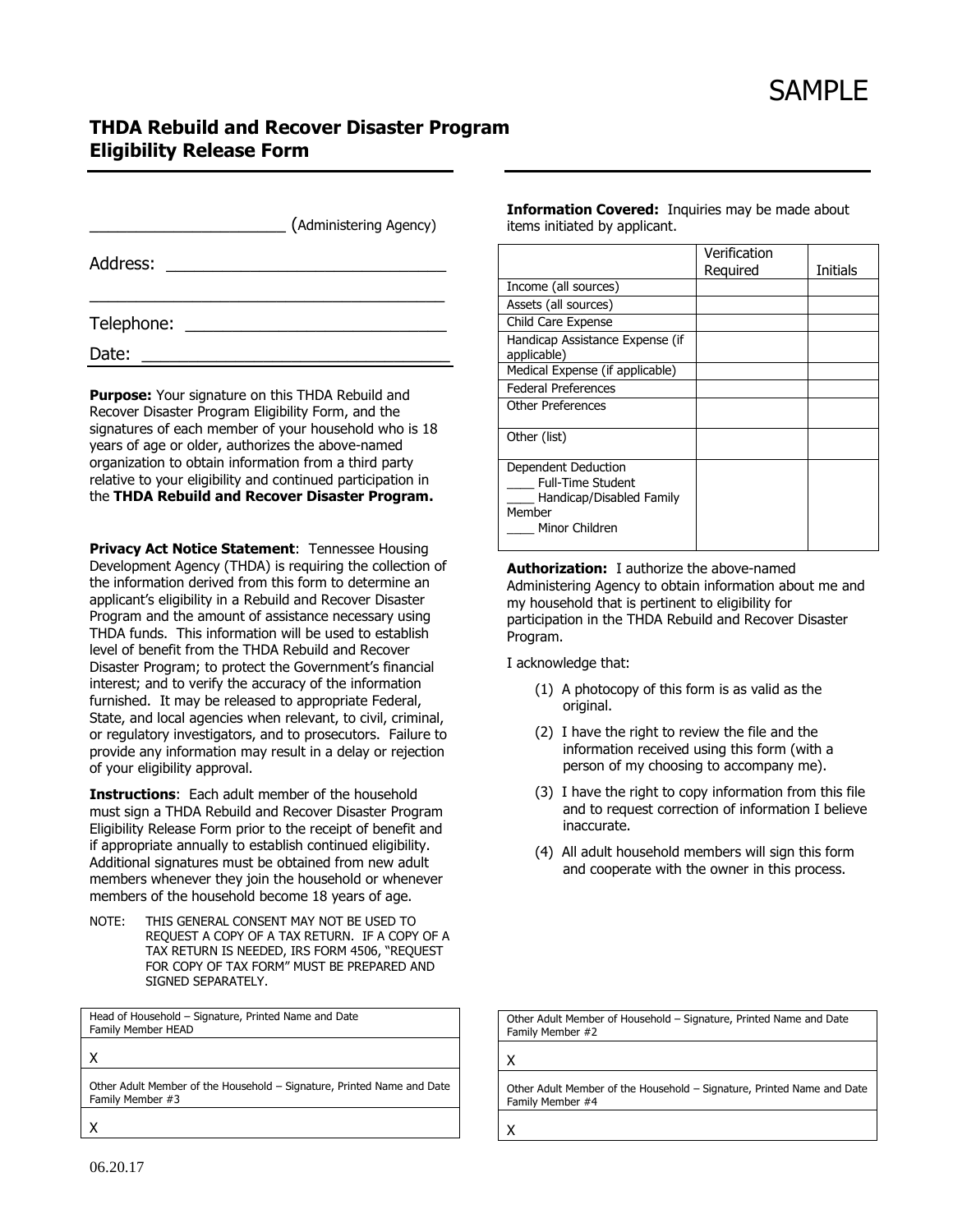SAMPLE

## THDA Rebuild and Recover Disaster Program
## Eligibility Release Form

______________________ (Administering Agency)

Address: ______________________________

______________________________________

Telephone: ____________________________

Date: ________________________________

**Purpose:** Your signature on this THDA Rebuild and Recover Disaster Program Eligibility Form, and the signatures of each member of your household who is 18 years of age or older, authorizes the above-named organization to obtain information from a third party relative to your eligibility and continued participation in the **THDA Rebuild and Recover Disaster Program.**

**Privacy Act Notice Statement**: Tennessee Housing Development Agency (THDA) is requiring the collection of the information derived from this form to determine an applicant's eligibility in a Rebuild and Recover Disaster Program and the amount of assistance necessary using THDA funds. This information will be used to establish level of benefit from the THDA Rebuild and Recover Disaster Program; to protect the Government's financial interest; and to verify the accuracy of the information furnished. It may be released to appropriate Federal, State, and local agencies when relevant, to civil, criminal, or regulatory investigators, and to prosecutors. Failure to provide any information may result in a delay or rejection of your eligibility approval.

**Instructions**: Each adult member of the household must sign a THDA Rebuild and Recover Disaster Program Eligibility Release Form prior to the receipt of benefit and if appropriate annually to establish continued eligibility. Additional signatures must be obtained from new adult members whenever they join the household or whenever members of the household become 18 years of age.

NOTE: THIS GENERAL CONSENT MAY NOT BE USED TO REQUEST A COPY OF A TAX RETURN. IF A COPY OF A TAX RETURN IS NEEDED, IRS FORM 4506, "REQUEST FOR COPY OF TAX FORM" MUST BE PREPARED AND SIGNED SEPARATELY.

**Information Covered:** Inquiries may be made about items initiated by applicant.

| | Verification Required | Initials |
|---|---|---|
| Income (all sources) | | |
| Assets (all sources) | | |
| Child Care Expense | | |
| Handicap Assistance Expense (if applicable) | | |
| Medical Expense (if applicable) | | |
| Federal Preferences | | |
| Other Preferences | | |
| Other (list) | | |
| Dependent Deduction<br>____ Full-Time Student<br>____ Handicap/Disabled Family Member<br>____ Minor Children | | |

**Authorization:** I authorize the above-named Administering Agency to obtain information about me and my household that is pertinent to eligibility for participation in the THDA Rebuild and Recover Disaster Program.

I acknowledge that:

(1) A photocopy of this form is as valid as the original.

(2) I have the right to review the file and the information received using this form (with a person of my choosing to accompany me).

(3) I have the right to copy information from this file and to request correction of information I believe inaccurate.

(4) All adult household members will sign this form and cooperate with the owner in this process.

| Head of Household – Signature, Printed Name and Date<br>Family Member HEAD |
|---|
| X |
| Other Adult Member of the Household – Signature, Printed Name and Date<br>Family Member #3 |
| X |

| Other Adult Member of Household – Signature, Printed Name and Date<br>Family Member #2 |
|---|
| X |
| Other Adult Member of the Household – Signature, Printed Name and Date<br>Family Member #4 |
| X |

06.20.17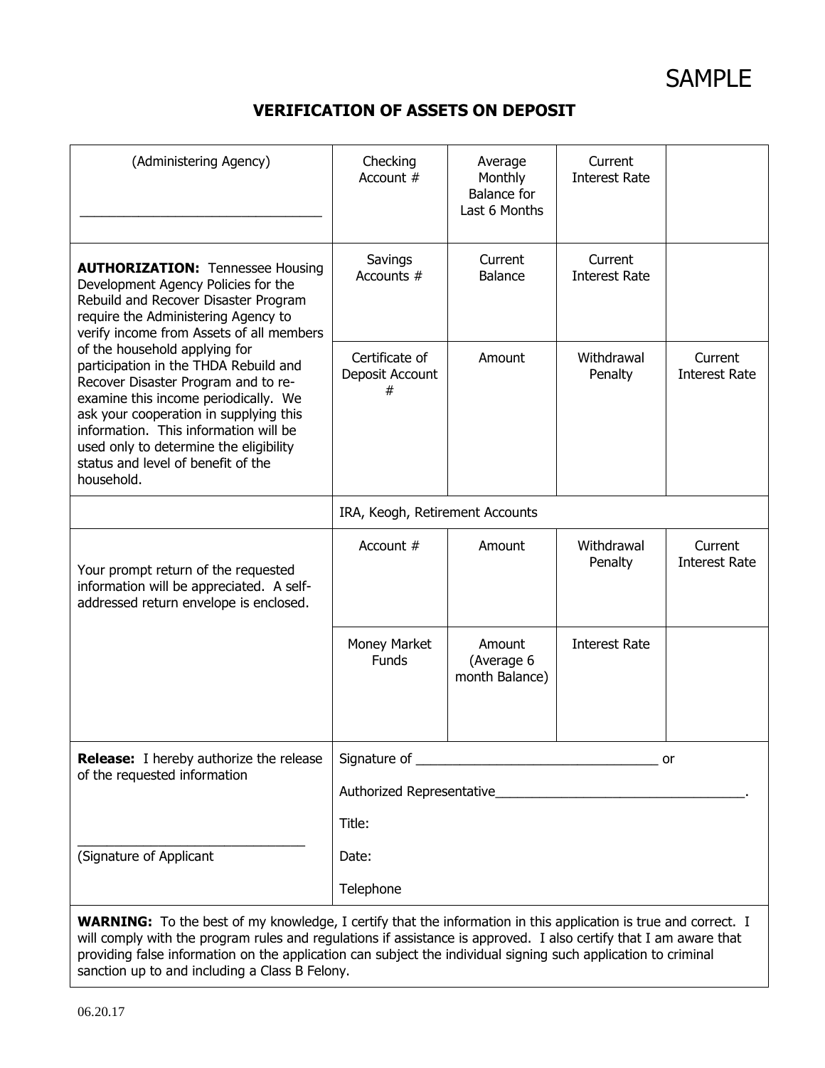SAMPLE

## VERIFICATION OF ASSETS ON DEPOSIT

| (Administering Agency)<br><br>_________________________________ | Checking Account # | Average Monthly Balance for Last 6 Months | Current Interest Rate | |
|---|---|---|---|---|
| **AUTHORIZATION:** Tennessee Housing Development Agency Policies for the Rebuild and Recover Disaster Program require the Administering Agency to verify income from Assets of all members of the household applying for participation in the THDA Rebuild and Recover Disaster Program and to re-examine this income periodically. We ask your cooperation in supplying this information. This information will be used only to determine the eligibility status and level of benefit of the household. | Savings Accounts # | Current Balance | Current Interest Rate | |
| | Certificate of Deposit Account # | Amount | Withdrawal Penalty | Current Interest Rate |
| | IRA, Keogh, Retirement Accounts | | | |
| Your prompt return of the requested information will be appreciated. A self-addressed return envelope is enclosed. | Account # | Amount | Withdrawal Penalty | Current Interest Rate |
| | Money Market Funds | Amount (Average 6 month Balance) | Interest Rate | |
| **Release:** I hereby authorize the release of the requested information<br><br>_______________________________<br>(Signature of Applicant | Signature of _________________________________ or<br>Authorized Representative__________________________________.<br>Title:<br>Date:<br>Telephone | | | |

**WARNING:** To the best of my knowledge, I certify that the information in this application is true and correct. I will comply with the program rules and regulations if assistance is approved. I also certify that I am aware that providing false information on the application can subject the individual signing such application to criminal sanction up to and including a Class B Felony.

06.20.17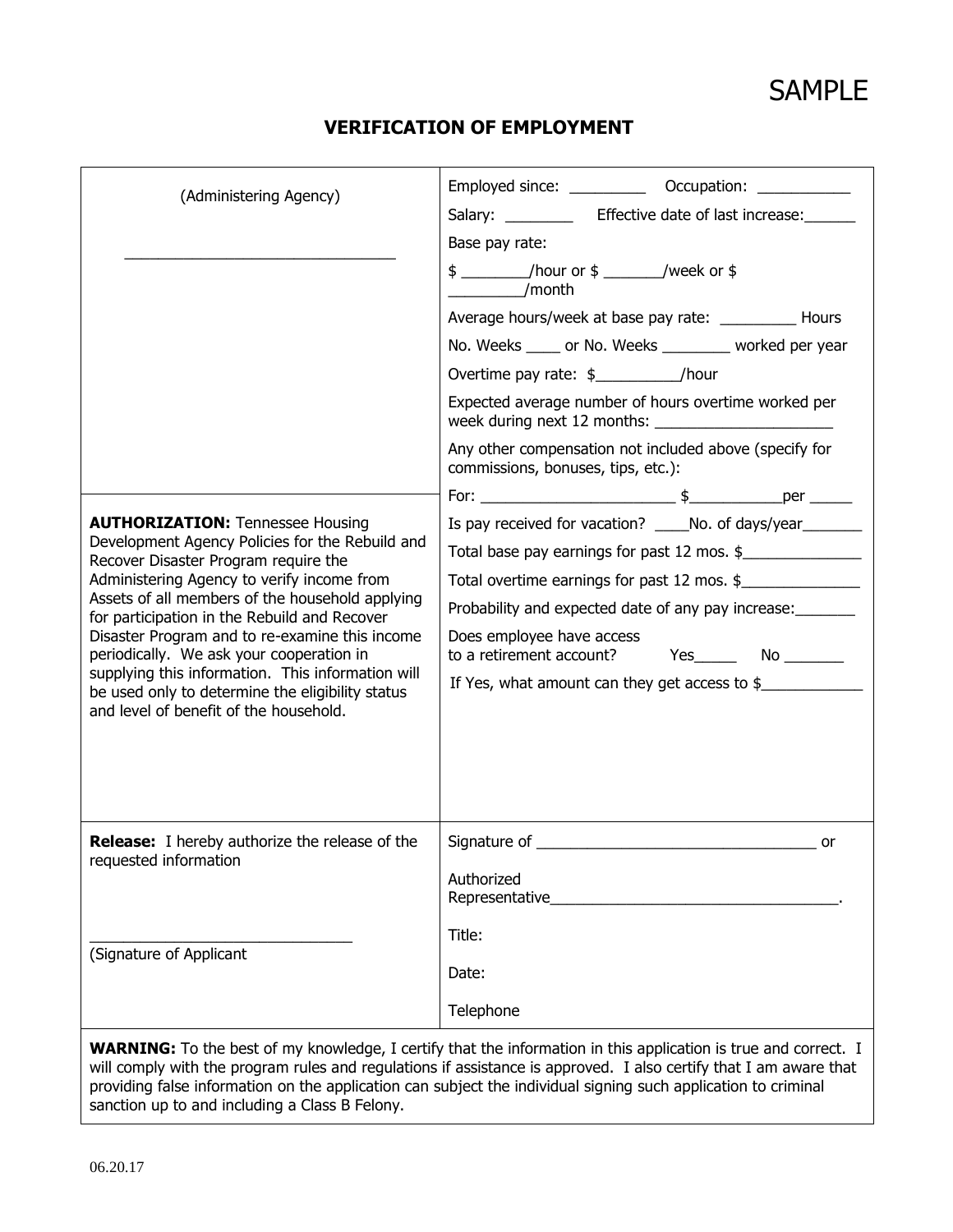SAMPLE

# VERIFICATION OF EMPLOYMENT

| (Administering Agency)<br><br>________________________________ | Employed since: _________ Occupation: ___________<br>Salary: ________ Effective date of last increase:______<br>Base pay rate:<br>$ ________/hour or $ _______/week or $ _________/month<br>Average hours/week at base pay rate: _________ Hours<br>No. Weeks ____ or No. Weeks ________ worked per year<br>Overtime pay rate: $__________/hour<br>Expected average number of hours overtime worked per week during next 12 months: _____________________<br>Any other compensation not included above (specify for commissions, bonuses, tips, etc.): |
|---|---|
| **AUTHORIZATION:** Tennessee Housing Development Agency Policies for the Rebuild and Recover Disaster Program require the Administering Agency to verify income from Assets of all members of the household applying for participation in the Rebuild and Recover Disaster Program and to re-examine this income periodically. We ask your cooperation in supplying this information. This information will be used only to determine the eligibility status and level of benefit of the household. | For: _______________________ $___________per _____<br>Is pay received for vacation? ____No. of days/year_______<br>Total base pay earnings for past 12 mos. $______________<br>Total overtime earnings for past 12 mos. $______________<br>Probability and expected date of any pay increase:_______<br>Does employee have access to a retirement account? Yes_____ No _______<br>If Yes, what amount can they get access to $____________ |
| **Release:** I hereby authorize the release of the requested information<br><br>_______________________________<br>(Signature of Applicant | Signature of __________________________________ or<br>Authorized Representative___________________________________.<br>Title:<br>Date:<br>Telephone |

**WARNING:** To the best of my knowledge, I certify that the information in this application is true and correct. I will comply with the program rules and regulations if assistance is approved. I also certify that I am aware that providing false information on the application can subject the individual signing such application to criminal sanction up to and including a Class B Felony.

06.20.17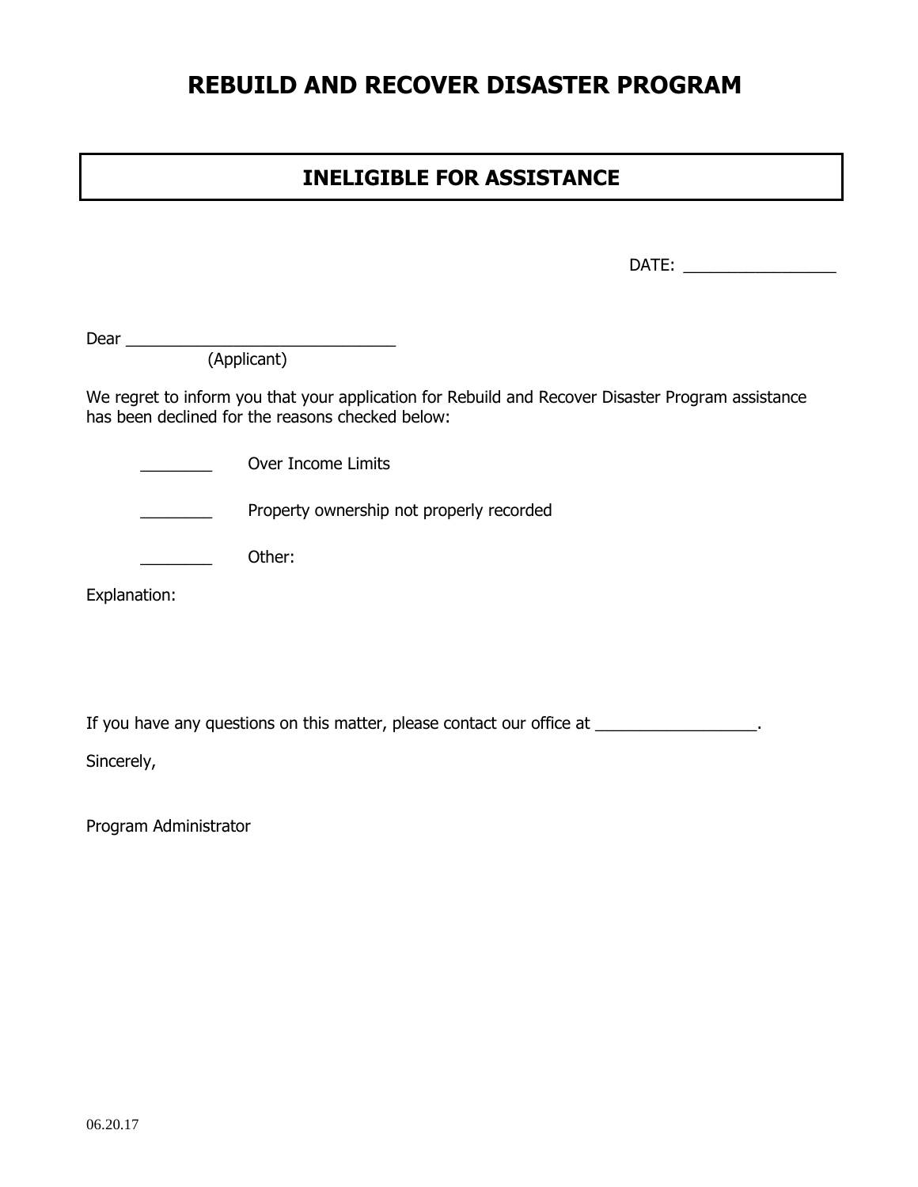# REBUILD AND RECOVER DISASTER PROGRAM

## INELIGIBLE FOR ASSISTANCE

DATE: _________________

Dear ______________________________
(Applicant)

We regret to inform you that your application for Rebuild and Recover Disaster Program assistance has been declined for the reasons checked below:

________ Over Income Limits

________ Property ownership not properly recorded

________ Other:

Explanation:

If you have any questions on this matter, please contact our office at __________________.

Sincerely,

Program Administrator

06.20.17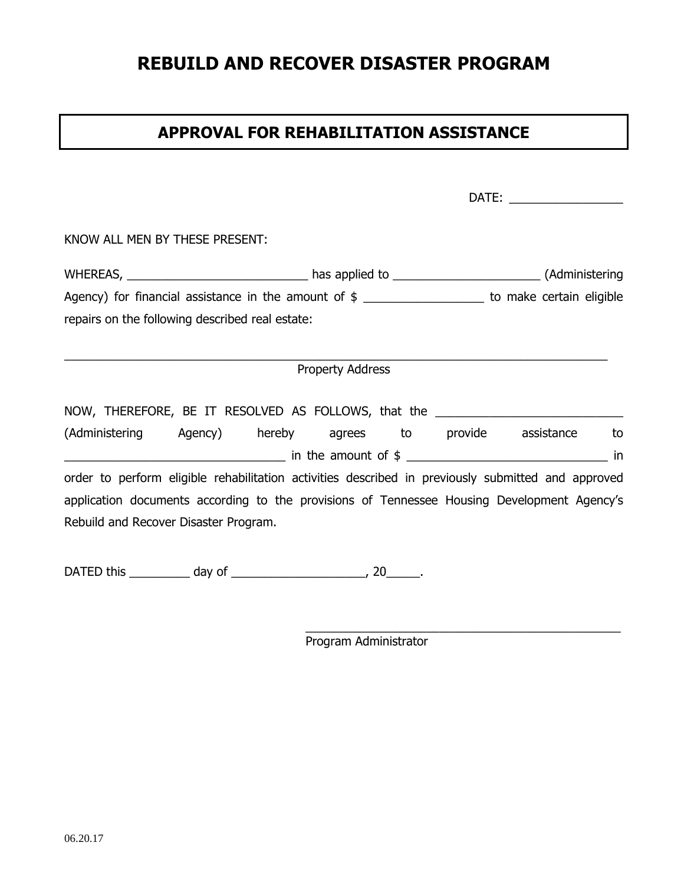# REBUILD AND RECOVER DISASTER PROGRAM

## APPROVAL FOR REHABILITATION ASSISTANCE

DATE: _________________

KNOW ALL MEN BY THESE PRESENT:

WHEREAS, ___________________________ has applied to ______________________ (Administering Agency) for financial assistance in the amount of $ __________________ to make certain eligible repairs on the following described real estate:

_________________________________________________________________________________

Property Address

NOW, THEREFORE, BE IT RESOLVED AS FOLLOWS, that the ____________________________ (Administering Agency) hereby agrees to provide assistance to _________________________________ in the amount of $ ______________________________ in order to perform eligible rehabilitation activities described in previously submitted and approved application documents according to the provisions of Tennessee Housing Development Agency's Rebuild and Recover Disaster Program.

DATED this _________ day of ____________________, 20_____.

_______________________________________________

Program Administrator

06.20.17